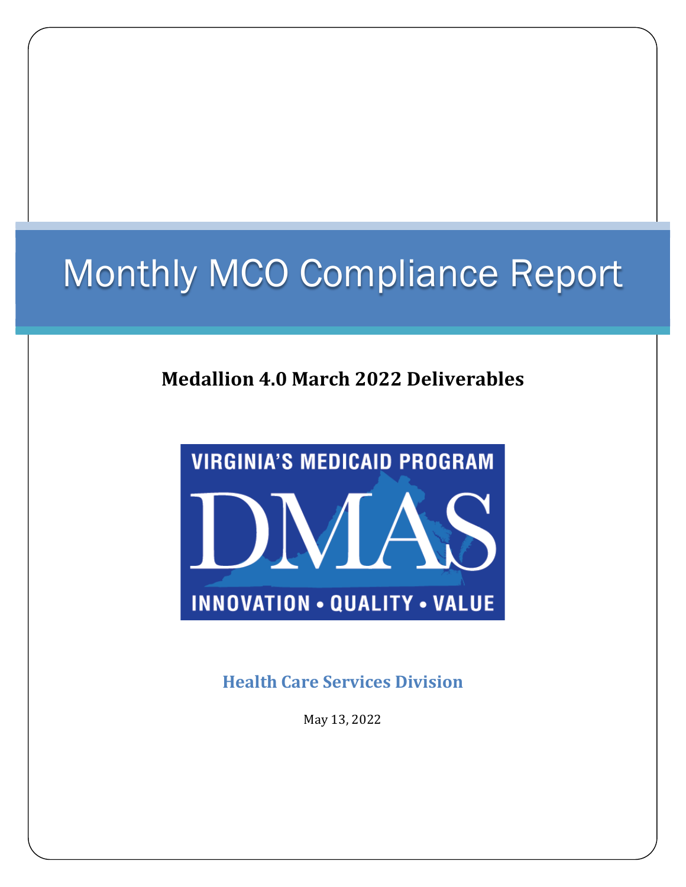# Monthly MCO Compliance Report

## Medallion 4.0 March 2022 Deliverables

VIRGINIA'S MEDICAID PROGRAM

DMAS

INNOVATION • QUALITY • VALUE

### Health Care Services Division

May 13, 2022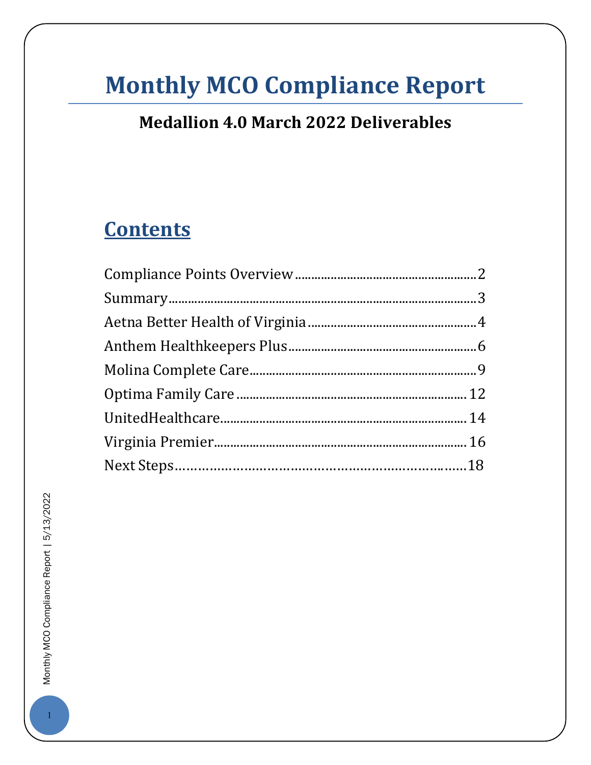# Monthly MCO Compliance Report

## Medallion 4.0 March 2022 Deliverables

## Contents

Compliance Points Overview....................................................2
Summary.................................................................................3
Aetna Better Health of Virginia..............................................4
Anthem Healthkeepers Plus....................................................6
Molina Complete Care.............................................................9
Optima Family Care..............................................................12
UnitedHealthcare..................................................................14
Virginia Premier....................................................................16
Next Steps............................................................................18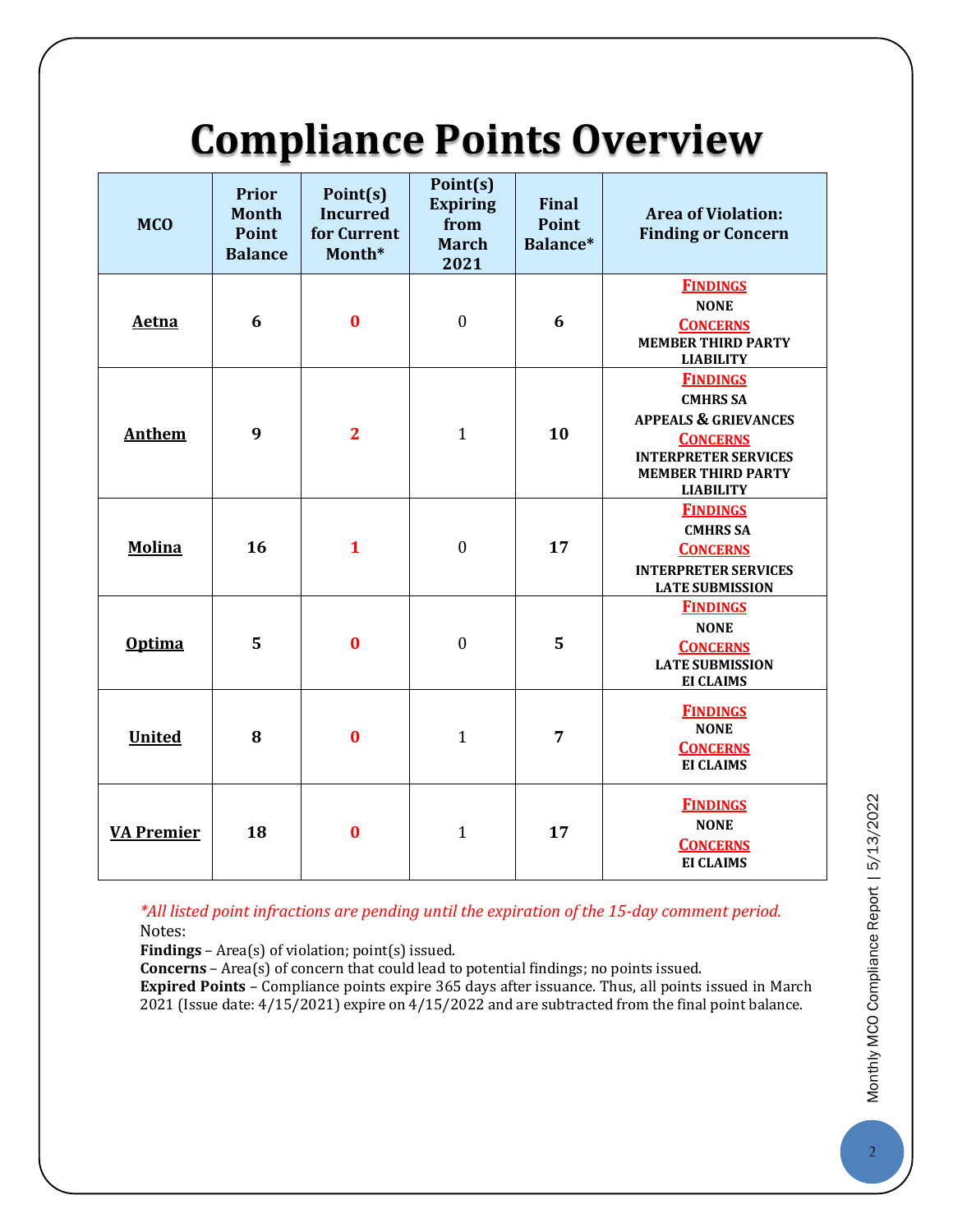# Compliance Points Overview

| MCO | Prior Month Point Balance | Point(s) Incurred for Current Month* | Point(s) Expiring from March 2021 | Final Point Balance* | Area of Violation: Finding or Concern |
|---|---|---|---|---|---|
| **Aetna** | **6** | **0** | 0 | **6** | **FINDINGS** NONE **CONCERNS** MEMBER THIRD PARTY LIABILITY |
| **Anthem** | **9** | **2** | 1 | **10** | **FINDINGS** CMHRS SA, APPEALS & GRIEVANCES **CONCERNS** INTERPRETER SERVICES, MEMBER THIRD PARTY LIABILITY |
| **Molina** | **16** | **1** | 0 | **17** | **FINDINGS** CMHRS SA **CONCERNS** INTERPRETER SERVICES, LATE SUBMISSION |
| **Optima** | **5** | **0** | 0 | **5** | **FINDINGS** NONE **CONCERNS** LATE SUBMISSION, EI CLAIMS |
| **United** | **8** | **0** | 1 | **7** | **FINDINGS** NONE **CONCERNS** EI CLAIMS |
| **VA Premier** | **18** | **0** | 1 | **17** | **FINDINGS** NONE **CONCERNS** EI CLAIMS |

*\*All listed point infractions are pending until the expiration of the 15-day comment period.*

Notes:

**Findings** – Area(s) of violation; point(s) issued.

**Concerns** – Area(s) of concern that could lead to potential findings; no points issued.

**Expired Points** – Compliance points expire 365 days after issuance. Thus, all points issued in March 2021 (Issue date: 4/15/2021) expire on 4/15/2022 and are subtracted from the final point balance.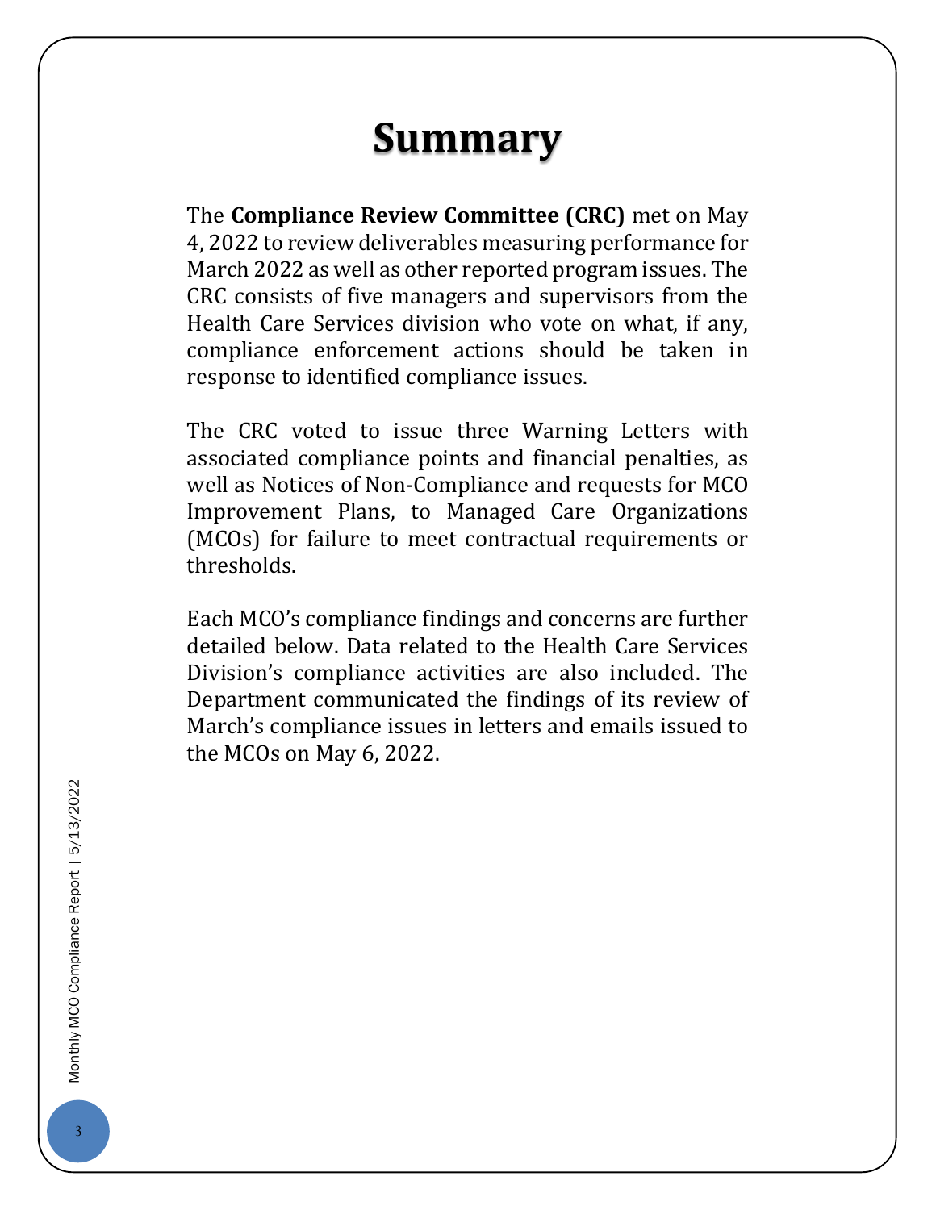# Summary

The **Compliance Review Committee (CRC)** met on May 4, 2022 to review deliverables measuring performance for March 2022 as well as other reported program issues. The CRC consists of five managers and supervisors from the Health Care Services division who vote on what, if any, compliance enforcement actions should be taken in response to identified compliance issues.

The CRC voted to issue three Warning Letters with associated compliance points and financial penalties, as well as Notices of Non-Compliance and requests for MCO Improvement Plans, to Managed Care Organizations (MCOs) for failure to meet contractual requirements or thresholds.

Each MCO's compliance findings and concerns are further detailed below. Data related to the Health Care Services Division's compliance activities are also included. The Department communicated the findings of its review of March's compliance issues in letters and emails issued to the MCOs on May 6, 2022.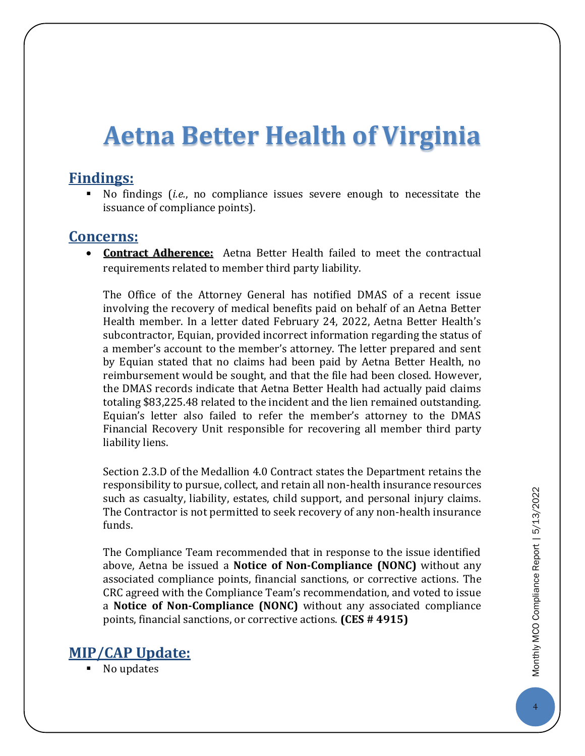# Aetna Better Health of Virginia

## Findings:

- No findings (*i.e.*, no compliance issues severe enough to necessitate the issuance of compliance points).

## Concerns:

- **Contract Adherence:** Aetna Better Health failed to meet the contractual requirements related to member third party liability.

  The Office of the Attorney General has notified DMAS of a recent issue involving the recovery of medical benefits paid on behalf of an Aetna Better Health member. In a letter dated February 24, 2022, Aetna Better Health's subcontractor, Equian, provided incorrect information regarding the status of a member's account to the member's attorney. The letter prepared and sent by Equian stated that no claims had been paid by Aetna Better Health, no reimbursement would be sought, and that the file had been closed. However, the DMAS records indicate that Aetna Better Health had actually paid claims totaling $83,225.48 related to the incident and the lien remained outstanding. Equian's letter also failed to refer the member's attorney to the DMAS Financial Recovery Unit responsible for recovering all member third party liability liens.

  Section 2.3.D of the Medallion 4.0 Contract states the Department retains the responsibility to pursue, collect, and retain all non-health insurance resources such as casualty, liability, estates, child support, and personal injury claims. The Contractor is not permitted to seek recovery of any non-health insurance funds.

  The Compliance Team recommended that in response to the issue identified above, Aetna be issued a **Notice of Non-Compliance (NONC)** without any associated compliance points, financial sanctions, or corrective actions. The CRC agreed with the Compliance Team's recommendation, and voted to issue a **Notice of Non-Compliance (NONC)** without any associated compliance points, financial sanctions, or corrective actions. **(CES # 4915)**

## MIP/CAP Update:

- No updates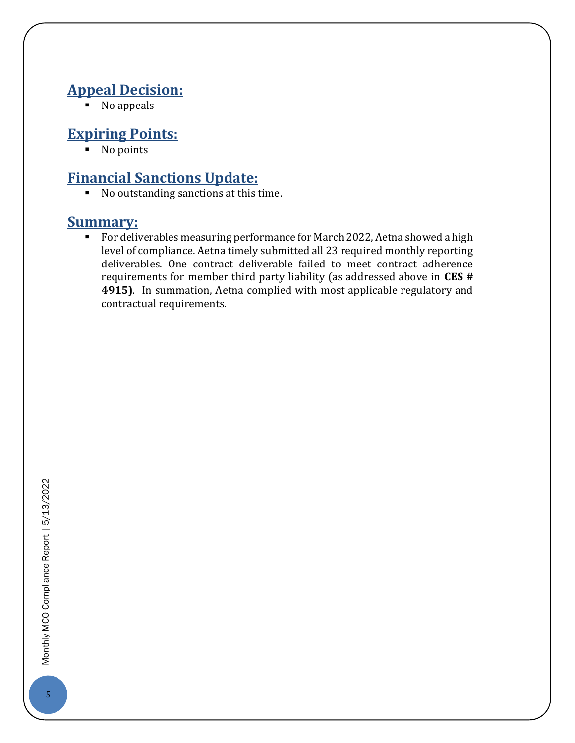## Appeal Decision:

- No appeals

## Expiring Points:

- No points

## Financial Sanctions Update:

- No outstanding sanctions at this time.

## Summary:

- For deliverables measuring performance for March 2022, Aetna showed a high level of compliance. Aetna timely submitted all 23 required monthly reporting deliverables. One contract deliverable failed to meet contract adherence requirements for member third party liability (as addressed above in **CES # 4915)**. In summation, Aetna complied with most applicable regulatory and contractual requirements.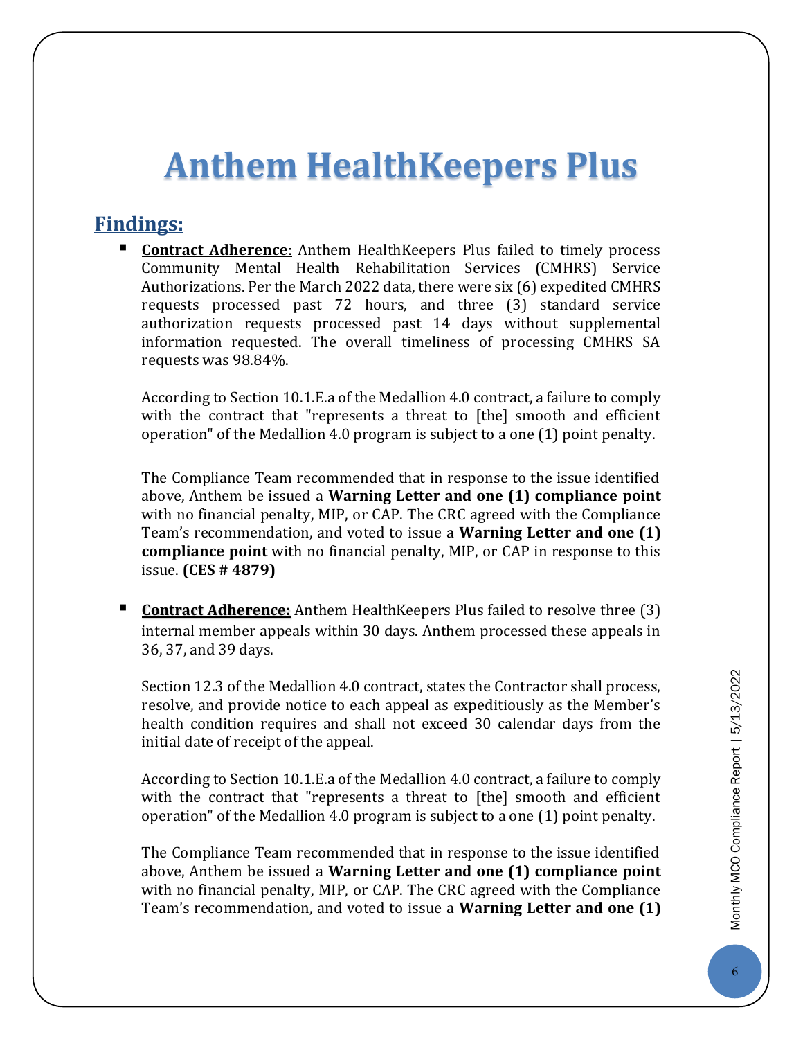# Anthem HealthKeepers Plus

## Findings:

- **Contract Adherence**: Anthem HealthKeepers Plus failed to timely process Community Mental Health Rehabilitation Services (CMHRS) Service Authorizations. Per the March 2022 data, there were six (6) expedited CMHRS requests processed past 72 hours, and three (3) standard service authorization requests processed past 14 days without supplemental information requested. The overall timeliness of processing CMHRS SA requests was 98.84%.

  According to Section 10.1.E.a of the Medallion 4.0 contract, a failure to comply with the contract that "represents a threat to [the] smooth and efficient operation" of the Medallion 4.0 program is subject to a one (1) point penalty.

  The Compliance Team recommended that in response to the issue identified above, Anthem be issued a **Warning Letter and one (1) compliance point** with no financial penalty, MIP, or CAP. The CRC agreed with the Compliance Team's recommendation, and voted to issue a **Warning Letter and one (1) compliance point** with no financial penalty, MIP, or CAP in response to this issue. **(CES # 4879)**

- **Contract Adherence:** Anthem HealthKeepers Plus failed to resolve three (3) internal member appeals within 30 days. Anthem processed these appeals in 36, 37, and 39 days.

  Section 12.3 of the Medallion 4.0 contract, states the Contractor shall process, resolve, and provide notice to each appeal as expeditiously as the Member's health condition requires and shall not exceed 30 calendar days from the initial date of receipt of the appeal.

  According to Section 10.1.E.a of the Medallion 4.0 contract, a failure to comply with the contract that "represents a threat to [the] smooth and efficient operation" of the Medallion 4.0 program is subject to a one (1) point penalty.

  The Compliance Team recommended that in response to the issue identified above, Anthem be issued a **Warning Letter and one (1) compliance point** with no financial penalty, MIP, or CAP. The CRC agreed with the Compliance Team's recommendation, and voted to issue a **Warning Letter and one (1)**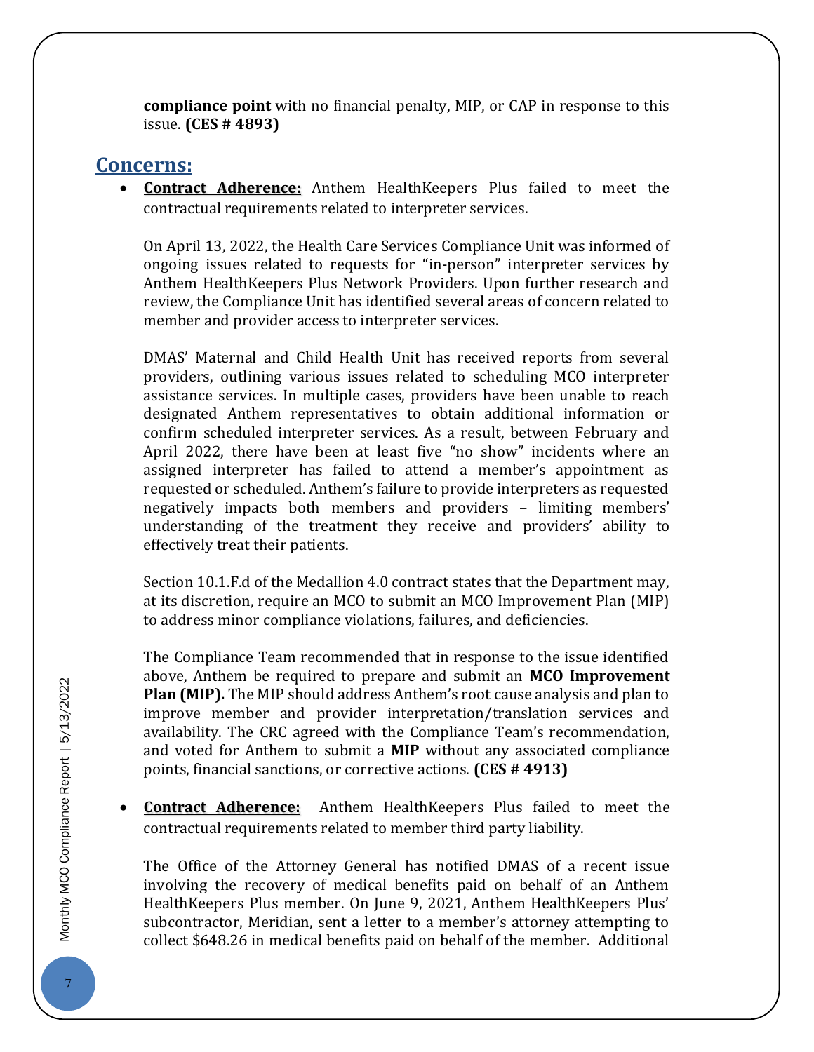**compliance point** with no financial penalty, MIP, or CAP in response to this issue. **(CES # 4893)**

## Concerns:

- **Contract Adherence:** Anthem HealthKeepers Plus failed to meet the contractual requirements related to interpreter services.

  On April 13, 2022, the Health Care Services Compliance Unit was informed of ongoing issues related to requests for "in-person" interpreter services by Anthem HealthKeepers Plus Network Providers. Upon further research and review, the Compliance Unit has identified several areas of concern related to member and provider access to interpreter services.

  DMAS' Maternal and Child Health Unit has received reports from several providers, outlining various issues related to scheduling MCO interpreter assistance services. In multiple cases, providers have been unable to reach designated Anthem representatives to obtain additional information or confirm scheduled interpreter services. As a result, between February and April 2022, there have been at least five "no show" incidents where an assigned interpreter has failed to attend a member's appointment as requested or scheduled. Anthem's failure to provide interpreters as requested negatively impacts both members and providers – limiting members' understanding of the treatment they receive and providers' ability to effectively treat their patients.

  Section 10.1.F.d of the Medallion 4.0 contract states that the Department may, at its discretion, require an MCO to submit an MCO Improvement Plan (MIP) to address minor compliance violations, failures, and deficiencies.

  The Compliance Team recommended that in response to the issue identified above, Anthem be required to prepare and submit an **MCO Improvement Plan (MIP).** The MIP should address Anthem's root cause analysis and plan to improve member and provider interpretation/translation services and availability. The CRC agreed with the Compliance Team's recommendation, and voted for Anthem to submit a **MIP** without any associated compliance points, financial sanctions, or corrective actions. **(CES # 4913)**

- **Contract Adherence:** Anthem HealthKeepers Plus failed to meet the contractual requirements related to member third party liability.

  The Office of the Attorney General has notified DMAS of a recent issue involving the recovery of medical benefits paid on behalf of an Anthem HealthKeepers Plus member. On June 9, 2021, Anthem HealthKeepers Plus' subcontractor, Meridian, sent a letter to a member's attorney attempting to collect $648.26 in medical benefits paid on behalf of the member. Additional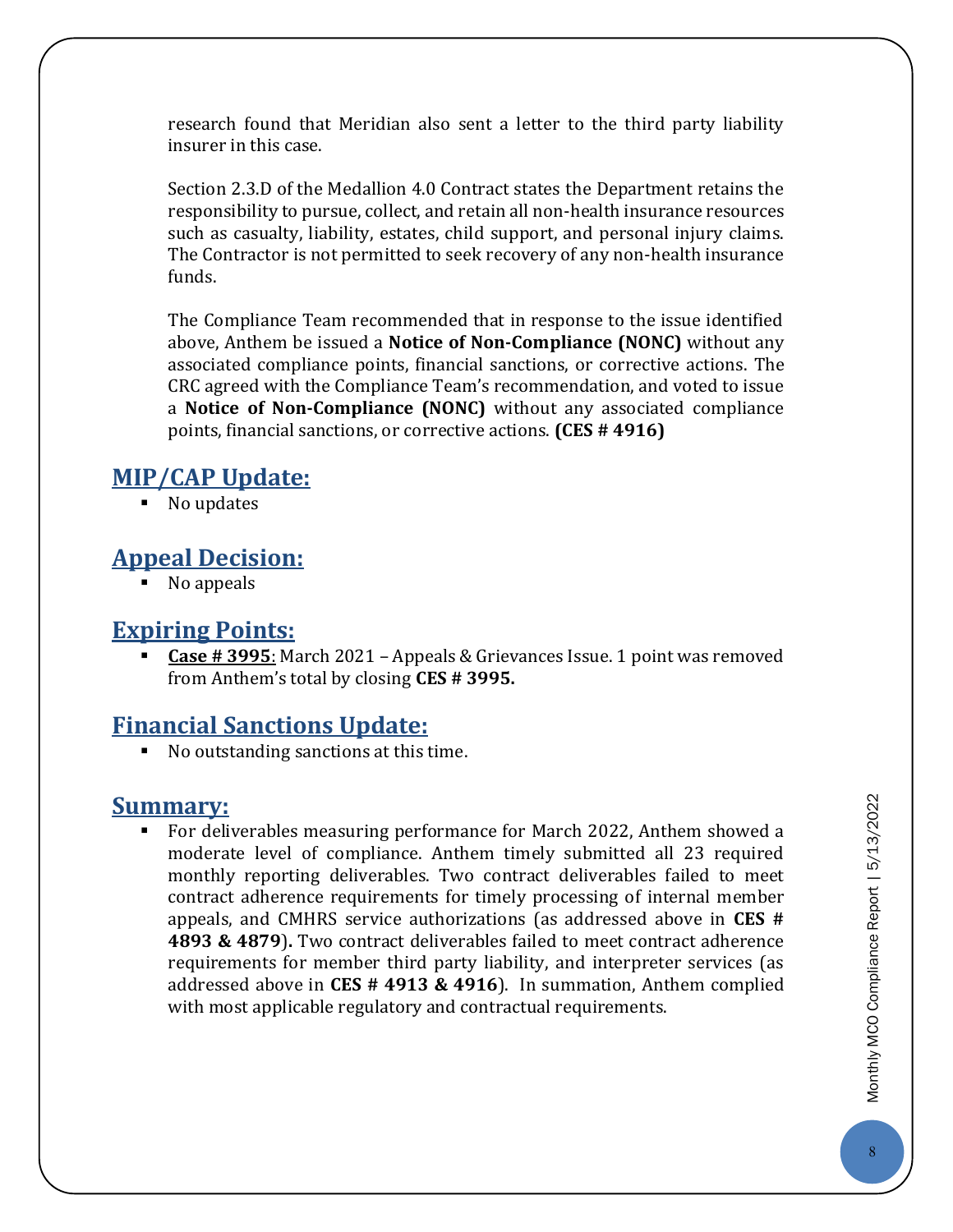research found that Meridian also sent a letter to the third party liability insurer in this case.

Section 2.3.D of the Medallion 4.0 Contract states the Department retains the responsibility to pursue, collect, and retain all non-health insurance resources such as casualty, liability, estates, child support, and personal injury claims. The Contractor is not permitted to seek recovery of any non-health insurance funds.

The Compliance Team recommended that in response to the issue identified above, Anthem be issued a **Notice of Non-Compliance (NONC)** without any associated compliance points, financial sanctions, or corrective actions. The CRC agreed with the Compliance Team's recommendation, and voted to issue a **Notice of Non-Compliance (NONC)** without any associated compliance points, financial sanctions, or corrective actions. **(CES # 4916)**

## MIP/CAP Update:

- No updates

## Appeal Decision:

- No appeals

## Expiring Points:

- **Case # 3995**: March 2021 – Appeals & Grievances Issue. 1 point was removed from Anthem's total by closing **CES # 3995.**

## Financial Sanctions Update:

- No outstanding sanctions at this time.

## Summary:

- For deliverables measuring performance for March 2022, Anthem showed a moderate level of compliance. Anthem timely submitted all 23 required monthly reporting deliverables. Two contract deliverables failed to meet contract adherence requirements for timely processing of internal member appeals, and CMHRS service authorizations (as addressed above in **CES # 4893 & 4879**)**.** Two contract deliverables failed to meet contract adherence requirements for member third party liability, and interpreter services (as addressed above in **CES # 4913 & 4916**). In summation, Anthem complied with most applicable regulatory and contractual requirements.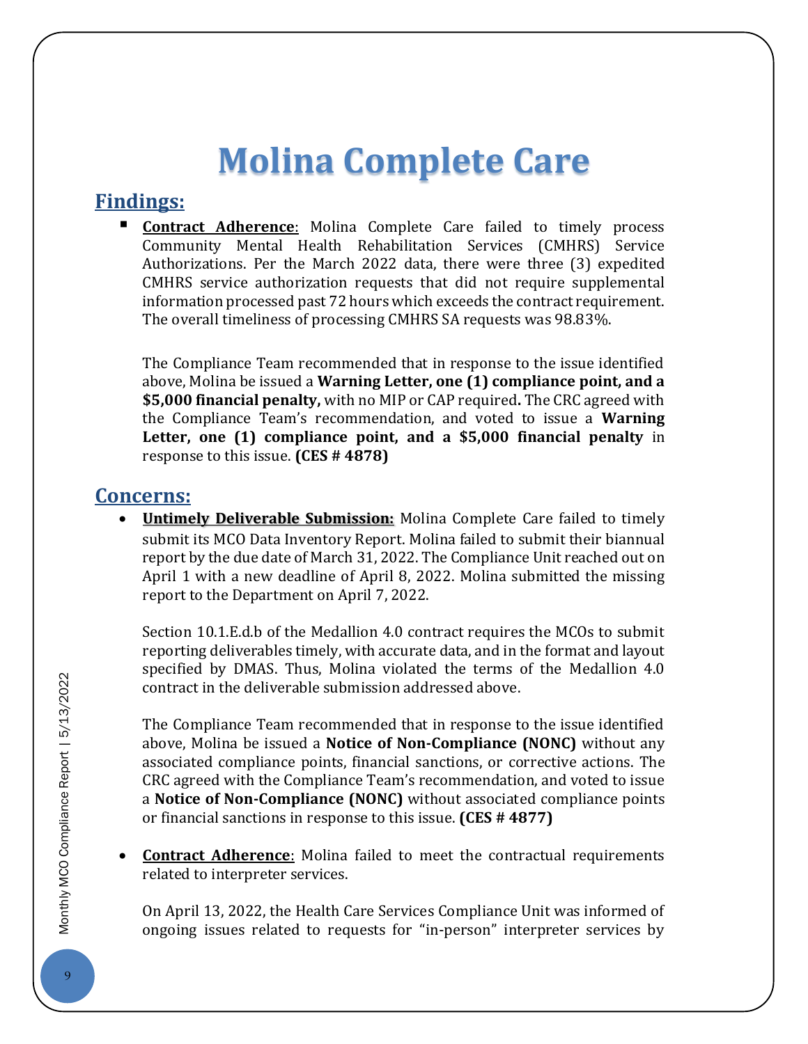# Molina Complete Care

## Findings:

- **Contract Adherence**: Molina Complete Care failed to timely process Community Mental Health Rehabilitation Services (CMHRS) Service Authorizations. Per the March 2022 data, there were three (3) expedited CMHRS service authorization requests that did not require supplemental information processed past 72 hours which exceeds the contract requirement. The overall timeliness of processing CMHRS SA requests was 98.83%.

  The Compliance Team recommended that in response to the issue identified above, Molina be issued a **Warning Letter, one (1) compliance point, and a $5,000 financial penalty,** with no MIP or CAP required**.** The CRC agreed with the Compliance Team's recommendation, and voted to issue a **Warning Letter, one (1) compliance point, and a $5,000 financial penalty** in response to this issue. **(CES # 4878)**

## Concerns:

- **Untimely Deliverable Submission:** Molina Complete Care failed to timely submit its MCO Data Inventory Report. Molina failed to submit their biannual report by the due date of March 31, 2022. The Compliance Unit reached out on April 1 with a new deadline of April 8, 2022. Molina submitted the missing report to the Department on April 7, 2022.

  Section 10.1.E.d.b of the Medallion 4.0 contract requires the MCOs to submit reporting deliverables timely, with accurate data, and in the format and layout specified by DMAS. Thus, Molina violated the terms of the Medallion 4.0 contract in the deliverable submission addressed above.

  The Compliance Team recommended that in response to the issue identified above, Molina be issued a **Notice of Non-Compliance (NONC)** without any associated compliance points, financial sanctions, or corrective actions. The CRC agreed with the Compliance Team's recommendation, and voted to issue a **Notice of Non-Compliance (NONC)** without associated compliance points or financial sanctions in response to this issue. **(CES # 4877)**

- **Contract Adherence**: Molina failed to meet the contractual requirements related to interpreter services.

  On April 13, 2022, the Health Care Services Compliance Unit was informed of ongoing issues related to requests for "in-person" interpreter services by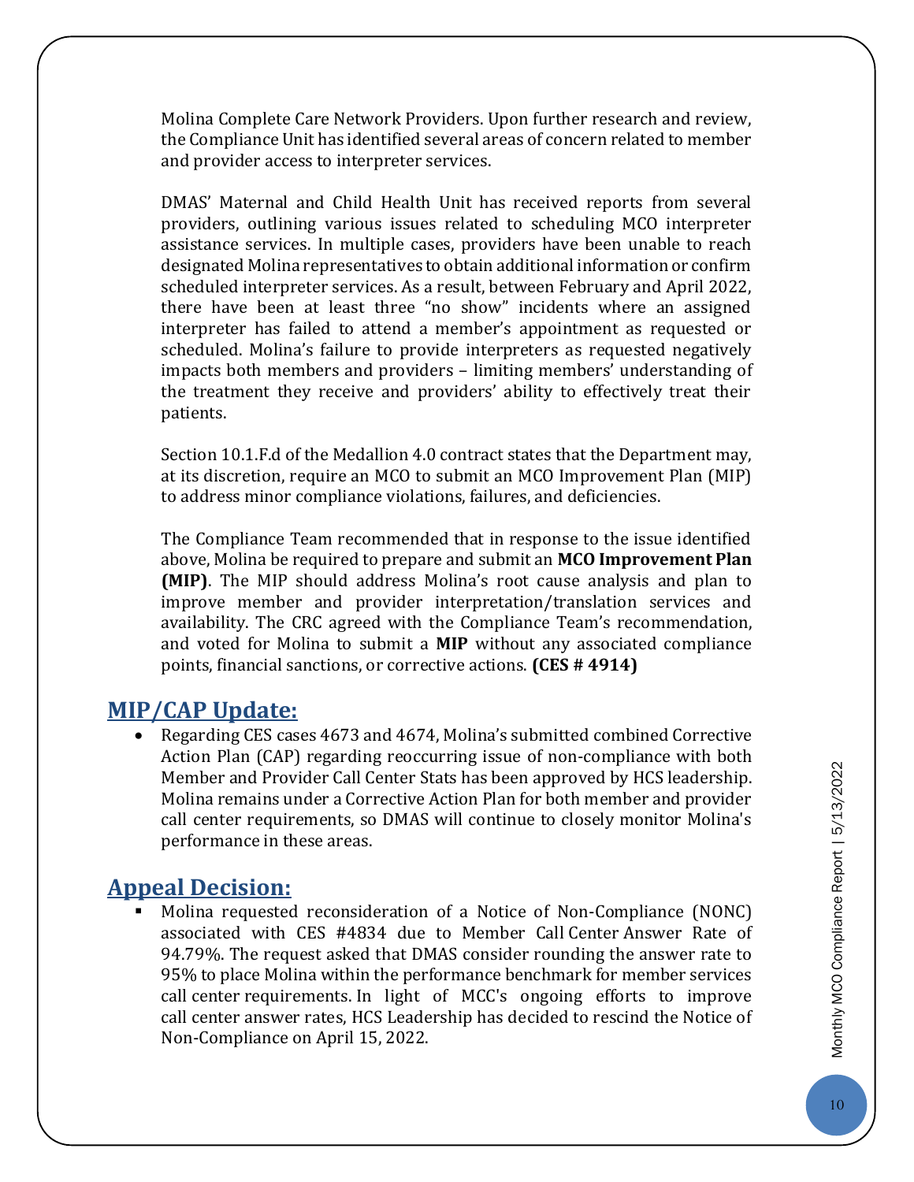Molina Complete Care Network Providers. Upon further research and review, the Compliance Unit has identified several areas of concern related to member and provider access to interpreter services.

DMAS' Maternal and Child Health Unit has received reports from several providers, outlining various issues related to scheduling MCO interpreter assistance services. In multiple cases, providers have been unable to reach designated Molina representatives to obtain additional information or confirm scheduled interpreter services. As a result, between February and April 2022, there have been at least three "no show" incidents where an assigned interpreter has failed to attend a member's appointment as requested or scheduled. Molina's failure to provide interpreters as requested negatively impacts both members and providers – limiting members' understanding of the treatment they receive and providers' ability to effectively treat their patients.

Section 10.1.F.d of the Medallion 4.0 contract states that the Department may, at its discretion, require an MCO to submit an MCO Improvement Plan (MIP) to address minor compliance violations, failures, and deficiencies.

The Compliance Team recommended that in response to the issue identified above, Molina be required to prepare and submit an **MCO Improvement Plan (MIP)**. The MIP should address Molina's root cause analysis and plan to improve member and provider interpretation/translation services and availability. The CRC agreed with the Compliance Team's recommendation, and voted for Molina to submit a **MIP** without any associated compliance points, financial sanctions, or corrective actions. **(CES # 4914)**

## MIP/CAP Update:

- Regarding CES cases 4673 and 4674, Molina's submitted combined Corrective Action Plan (CAP) regarding reoccurring issue of non-compliance with both Member and Provider Call Center Stats has been approved by HCS leadership. Molina remains under a Corrective Action Plan for both member and provider call center requirements, so DMAS will continue to closely monitor Molina's performance in these areas.

## Appeal Decision:

- Molina requested reconsideration of a Notice of Non-Compliance (NONC) associated with CES #4834 due to Member Call Center Answer Rate of 94.79%. The request asked that DMAS consider rounding the answer rate to 95% to place Molina within the performance benchmark for member services call center requirements. In light of MCC's ongoing efforts to improve call center answer rates, HCS Leadership has decided to rescind the Notice of Non-Compliance on April 15, 2022.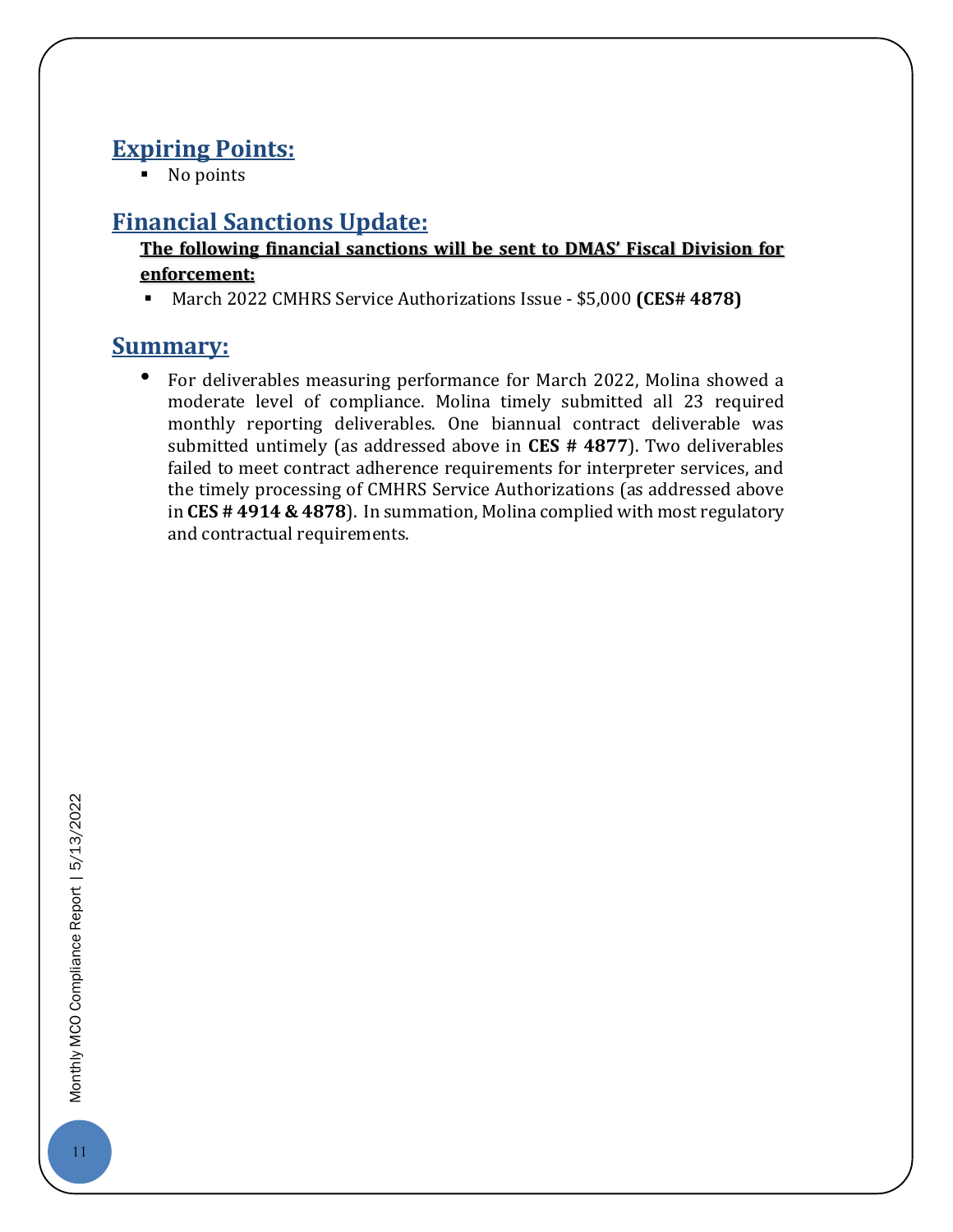## Expiring Points:

- No points

## Financial Sanctions Update:

**The following financial sanctions will be sent to DMAS' Fiscal Division for enforcement:**

- March 2022 CMHRS Service Authorizations Issue - $5,000 **(CES# 4878)**

## Summary:

- For deliverables measuring performance for March 2022, Molina showed a moderate level of compliance. Molina timely submitted all 23 required monthly reporting deliverables. One biannual contract deliverable was submitted untimely (as addressed above in **CES # 4877**). Two deliverables failed to meet contract adherence requirements for interpreter services, and the timely processing of CMHRS Service Authorizations (as addressed above in **CES # 4914 & 4878**). In summation, Molina complied with most regulatory and contractual requirements.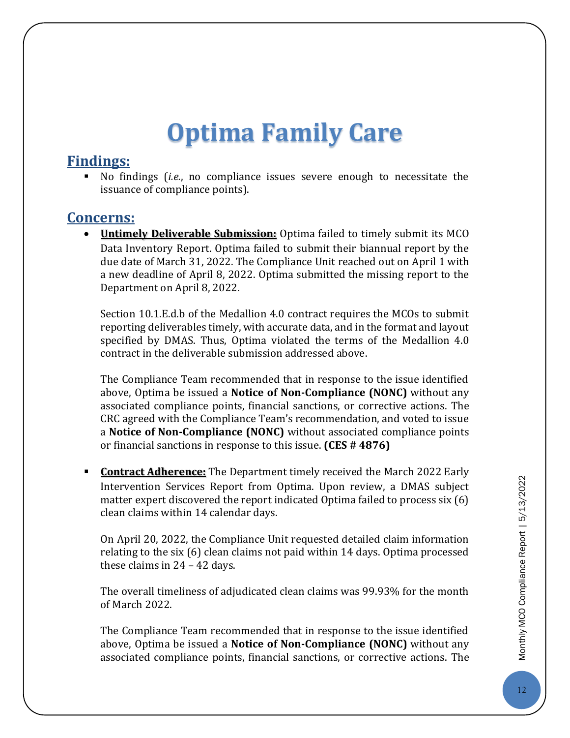# Optima Family Care

## Findings:

- No findings (*i.e.*, no compliance issues severe enough to necessitate the issuance of compliance points).

## Concerns:

- **Untimely Deliverable Submission:** Optima failed to timely submit its MCO Data Inventory Report. Optima failed to submit their biannual report by the due date of March 31, 2022. The Compliance Unit reached out on April 1 with a new deadline of April 8, 2022. Optima submitted the missing report to the Department on April 8, 2022.

  Section 10.1.E.d.b of the Medallion 4.0 contract requires the MCOs to submit reporting deliverables timely, with accurate data, and in the format and layout specified by DMAS. Thus, Optima violated the terms of the Medallion 4.0 contract in the deliverable submission addressed above.

  The Compliance Team recommended that in response to the issue identified above, Optima be issued a **Notice of Non-Compliance (NONC)** without any associated compliance points, financial sanctions, or corrective actions. The CRC agreed with the Compliance Team's recommendation, and voted to issue a **Notice of Non-Compliance (NONC)** without associated compliance points or financial sanctions in response to this issue. **(CES # 4876)**

- **Contract Adherence:** The Department timely received the March 2022 Early Intervention Services Report from Optima. Upon review, a DMAS subject matter expert discovered the report indicated Optima failed to process six (6) clean claims within 14 calendar days.

  On April 20, 2022, the Compliance Unit requested detailed claim information relating to the six (6) clean claims not paid within 14 days. Optima processed these claims in 24 – 42 days.

  The overall timeliness of adjudicated clean claims was 99.93% for the month of March 2022.

  The Compliance Team recommended that in response to the issue identified above, Optima be issued a **Notice of Non-Compliance (NONC)** without any associated compliance points, financial sanctions, or corrective actions. The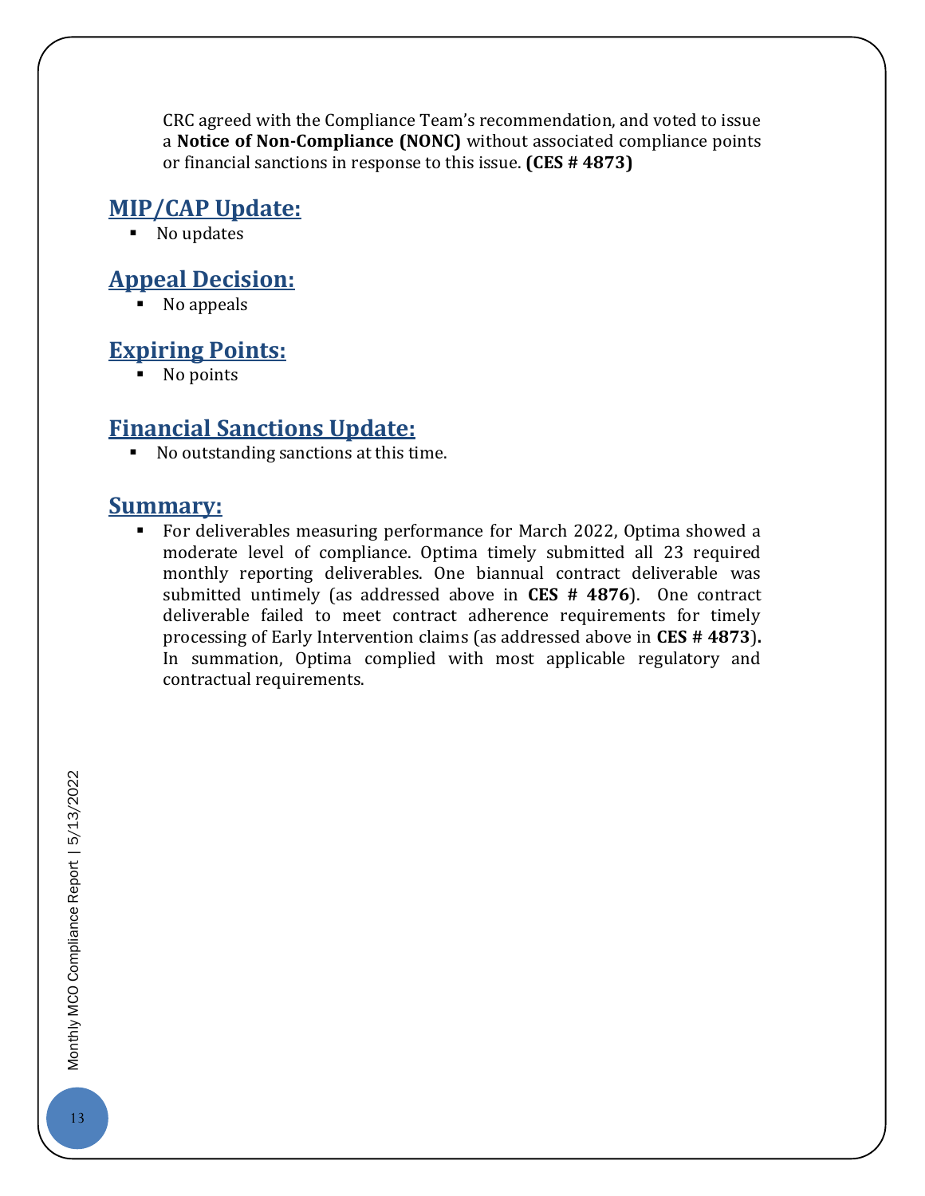CRC agreed with the Compliance Team's recommendation, and voted to issue a **Notice of Non-Compliance (NONC)** without associated compliance points or financial sanctions in response to this issue. **(CES # 4873)**

## MIP/CAP Update:

- No updates

## Appeal Decision:

- No appeals

## Expiring Points:

- No points

## Financial Sanctions Update:

- No outstanding sanctions at this time.

## Summary:

- For deliverables measuring performance for March 2022, Optima showed a moderate level of compliance. Optima timely submitted all 23 required monthly reporting deliverables. One biannual contract deliverable was submitted untimely (as addressed above in **CES # 4876**). One contract deliverable failed to meet contract adherence requirements for timely processing of Early Intervention claims (as addressed above in **CES # 4873**). In summation, Optima complied with most applicable regulatory and contractual requirements.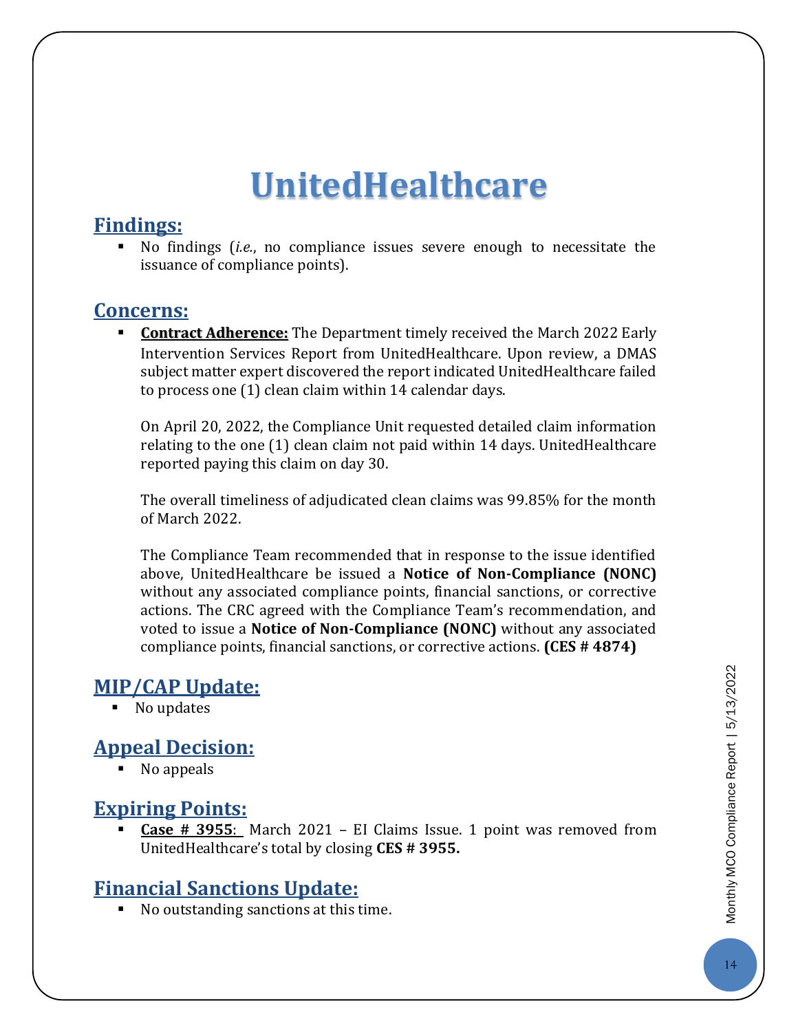# UnitedHealthcare

## Findings:

- No findings (*i.e.*, no compliance issues severe enough to necessitate the issuance of compliance points).

## Concerns:

- **Contract Adherence:** The Department timely received the March 2022 Early Intervention Services Report from UnitedHealthcare. Upon review, a DMAS subject matter expert discovered the report indicated UnitedHealthcare failed to process one (1) clean claim within 14 calendar days.

  On April 20, 2022, the Compliance Unit requested detailed claim information relating to the one (1) clean claim not paid within 14 days. UnitedHealthcare reported paying this claim on day 30.

  The overall timeliness of adjudicated clean claims was 99.85% for the month of March 2022.

  The Compliance Team recommended that in response to the issue identified above, UnitedHealthcare be issued a **Notice of Non-Compliance (NONC)** without any associated compliance points, financial sanctions, or corrective actions. The CRC agreed with the Compliance Team's recommendation, and voted to issue a **Notice of Non-Compliance (NONC)** without any associated compliance points, financial sanctions, or corrective actions. **(CES # 4874)**

## MIP/CAP Update:

- No updates

## Appeal Decision:

- No appeals

## Expiring Points:

- **Case # 3955**: March 2021 – EI Claims Issue. 1 point was removed from UnitedHealthcare's total by closing **CES # 3955.**

## Financial Sanctions Update:

- No outstanding sanctions at this time.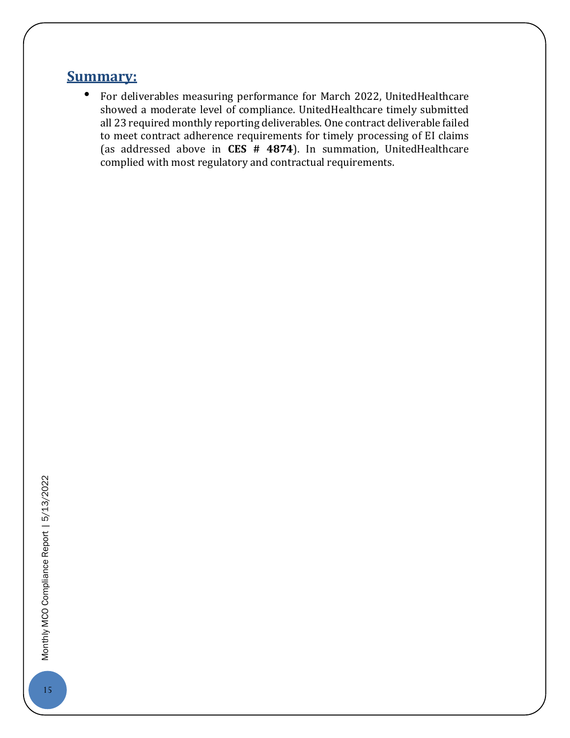## Summary:

- For deliverables measuring performance for March 2022, UnitedHealthcare showed a moderate level of compliance. UnitedHealthcare timely submitted all 23 required monthly reporting deliverables. One contract deliverable failed to meet contract adherence requirements for timely processing of EI claims (as addressed above in **CES # 4874**). In summation, UnitedHealthcare complied with most regulatory and contractual requirements.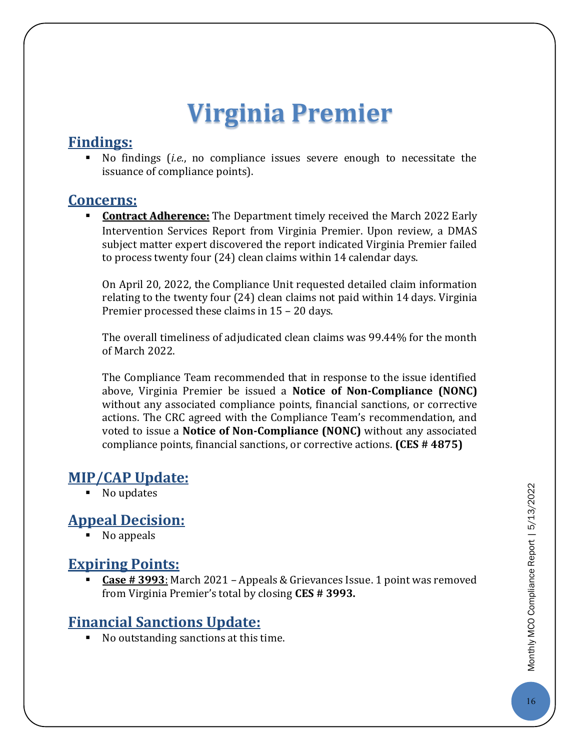# Virginia Premier

## Findings:

- No findings (*i.e.*, no compliance issues severe enough to necessitate the issuance of compliance points).

## Concerns:

- **Contract Adherence:** The Department timely received the March 2022 Early Intervention Services Report from Virginia Premier. Upon review, a DMAS subject matter expert discovered the report indicated Virginia Premier failed to process twenty four (24) clean claims within 14 calendar days.

  On April 20, 2022, the Compliance Unit requested detailed claim information relating to the twenty four (24) clean claims not paid within 14 days. Virginia Premier processed these claims in 15 – 20 days.

  The overall timeliness of adjudicated clean claims was 99.44% for the month of March 2022.

  The Compliance Team recommended that in response to the issue identified above, Virginia Premier be issued a **Notice of Non-Compliance (NONC)** without any associated compliance points, financial sanctions, or corrective actions. The CRC agreed with the Compliance Team's recommendation, and voted to issue a **Notice of Non-Compliance (NONC)** without any associated compliance points, financial sanctions, or corrective actions. **(CES # 4875)**

## MIP/CAP Update:

- No updates

## Appeal Decision:

- No appeals

## Expiring Points:

- **Case # 3993**: March 2021 – Appeals & Grievances Issue. 1 point was removed from Virginia Premier's total by closing **CES # 3993.**

## Financial Sanctions Update:

- No outstanding sanctions at this time.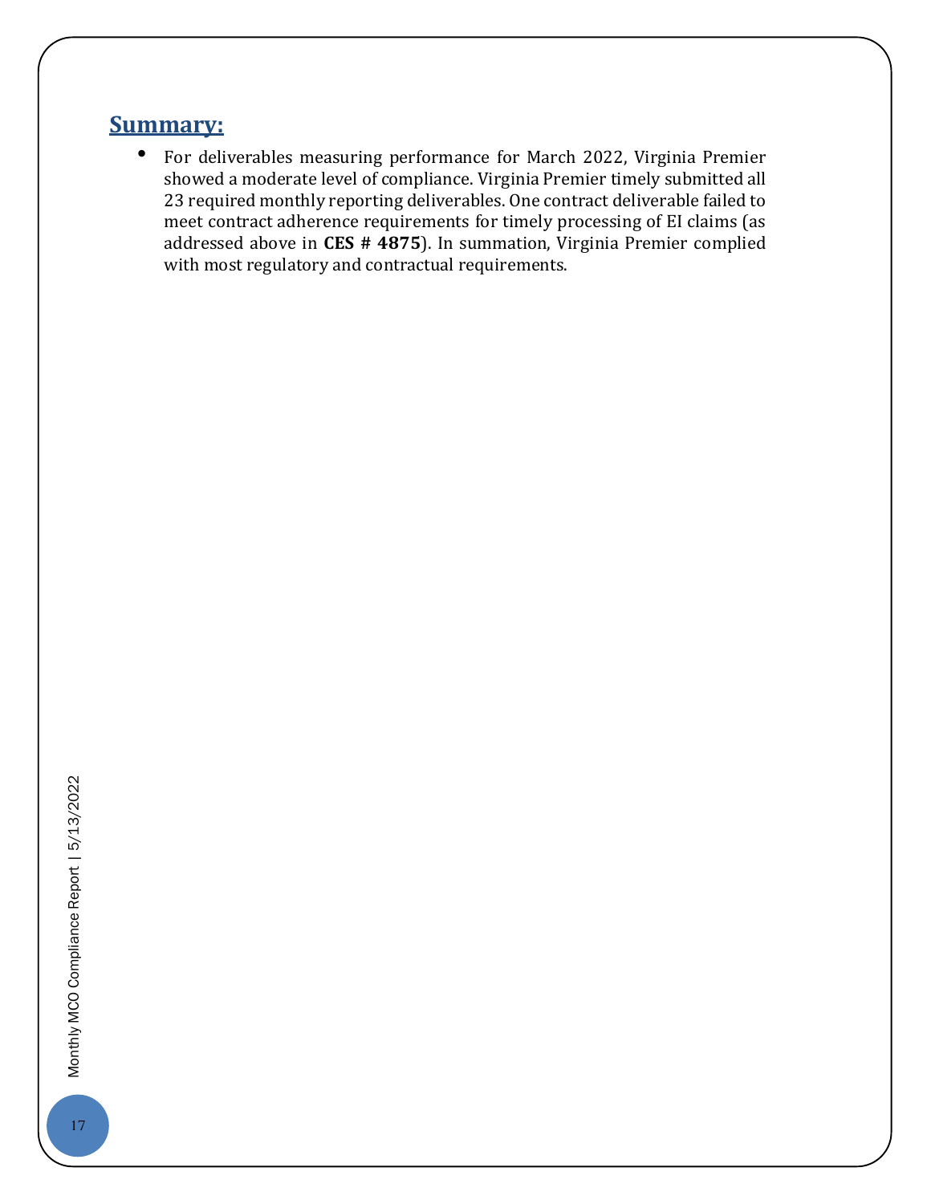## **Summary:**

- For deliverables measuring performance for March 2022, Virginia Premier showed a moderate level of compliance. Virginia Premier timely submitted all 23 required monthly reporting deliverables. One contract deliverable failed to meet contract adherence requirements for timely processing of EI claims (as addressed above in **CES # 4875**). In summation, Virginia Premier complied with most regulatory and contractual requirements.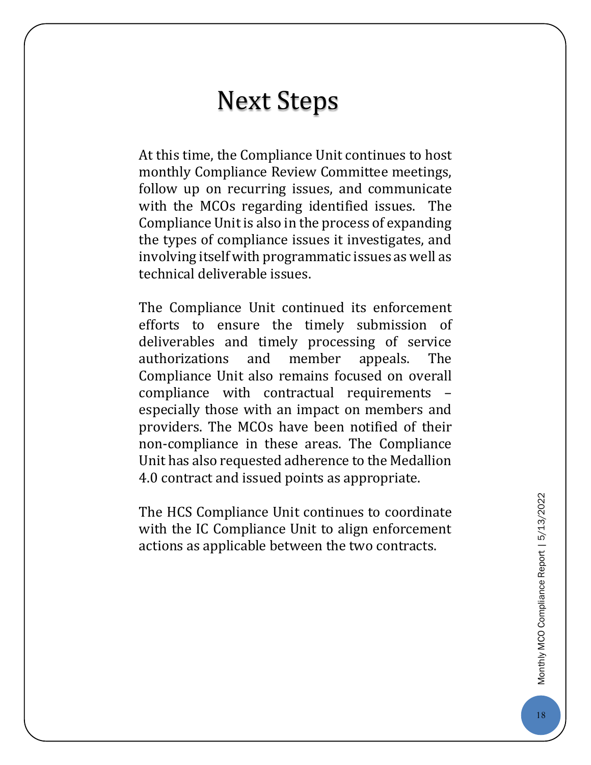# Next Steps

At this time, the Compliance Unit continues to host monthly Compliance Review Committee meetings, follow up on recurring issues, and communicate with the MCOs regarding identified issues. The Compliance Unit is also in the process of expanding the types of compliance issues it investigates, and involving itself with programmatic issues as well as technical deliverable issues.

The Compliance Unit continued its enforcement efforts to ensure the timely submission of deliverables and timely processing of service authorizations and member appeals. The Compliance Unit also remains focused on overall compliance with contractual requirements – especially those with an impact on members and providers. The MCOs have been notified of their non-compliance in these areas. The Compliance Unit has also requested adherence to the Medallion 4.0 contract and issued points as appropriate.

The HCS Compliance Unit continues to coordinate with the IC Compliance Unit to align enforcement actions as applicable between the two contracts.